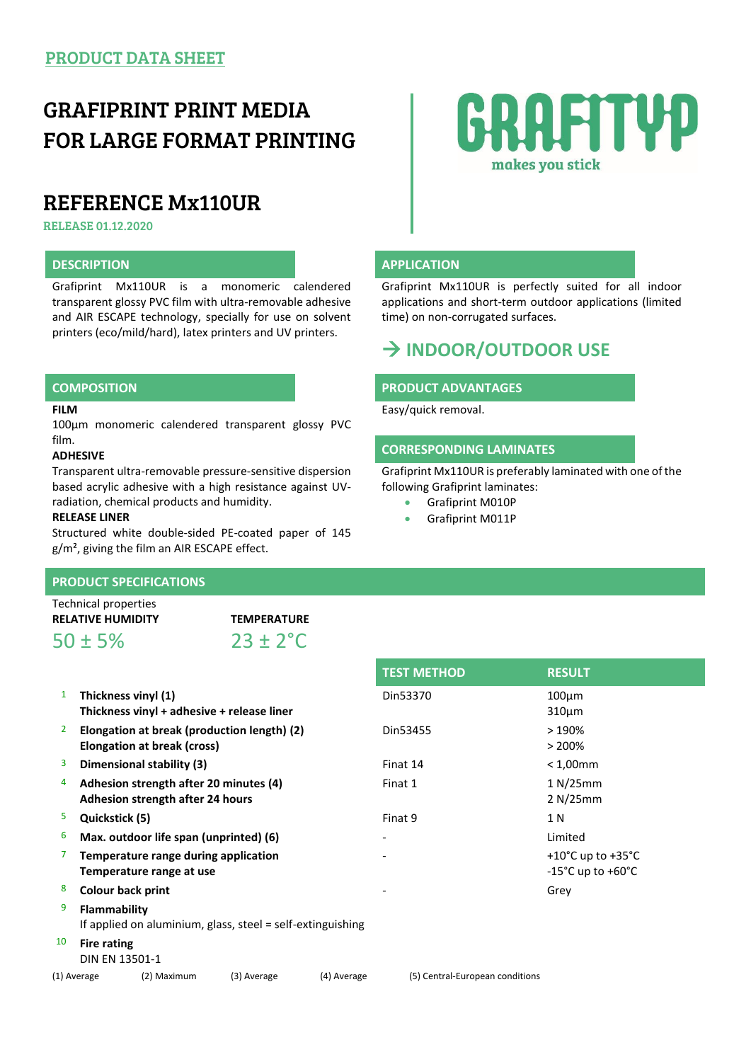PRODUCT DATA SHEET

# GRAFIPRINT PRINT MEDIA FOR LARGE FORMAT PRINTING

GRAFITYP
makes you stick

## REFERENCE Mx110UR

RELEASE 01.12.2020

### DESCRIPTION

Grafiprint Mx110UR is a monomeric calendered transparent glossy PVC film with ultra-removable adhesive and AIR ESCAPE technology, specially for use on solvent printers (eco/mild/hard), latex printers and UV printers.

### APPLICATION

Grafiprint Mx110UR is perfectly suited for all indoor applications and short-term outdoor applications (limited time) on non-corrugated surfaces.

## → INDOOR/OUTDOOR USE

### COMPOSITION

**FILM**

100µm monomeric calendered transparent glossy PVC film.

**ADHESIVE**

Transparent ultra-removable pressure-sensitive dispersion based acrylic adhesive with a high resistance against UV-radiation, chemical products and humidity.

**RELEASE LINER**

Structured white double-sided PE-coated paper of 145 g/m², giving the film an AIR ESCAPE effect.

### PRODUCT ADVANTAGES

Easy/quick removal.

### CORRESPONDING LAMINATES

Grafiprint Mx110UR is preferably laminated with one of the following Grafiprint laminates:

- Grafiprint M010P
- Grafiprint M011P

### PRODUCT SPECIFICATIONS

Technical properties

| RELATIVE HUMIDITY | TEMPERATURE |
|---|---|
| 50 ± 5% | 23 ± 2°C |

| # | Property | TEST METHOD | RESULT |
|---|---|---|---|
| 1 | **Thickness vinyl (1)**<br>**Thickness vinyl + adhesive + release liner** | Din53370 | 100µm<br>310µm |
| 2 | **Elongation at break (production length) (2)**<br>**Elongation at break (cross)** | Din53455 | > 190%<br>> 200% |
| 3 | **Dimensional stability (3)** | Finat 14 | < 1,00mm |
| 4 | **Adhesion strength after 20 minutes (4)**<br>**Adhesion strength after 24 hours** | Finat 1 | 1 N/25mm<br>2 N/25mm |
| 5 | **Quickstick (5)** | Finat 9 | 1 N |
| 6 | **Max. outdoor life span (unprinted) (6)** | - | Limited |
| 7 | **Temperature range during application**<br>**Temperature range at use** | - | +10°C up to +35°C<br>-15°C up to +60°C |
| 8 | **Colour back print** | - | Grey |
| 9 | **Flammability**<br>If applied on aluminium, glass, steel = self-extinguishing | | |
| 10 | **Fire rating**<br>DIN EN 13501-1 | | |

(1) Average (2) Maximum (3) Average (4) Average (5) Central-European conditions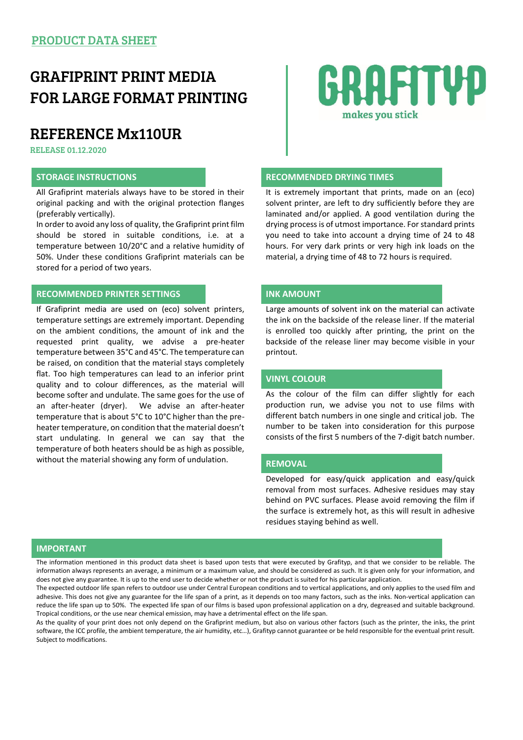PRODUCT DATA SHEET

# GRAFIPRINT PRINT MEDIA FOR LARGE FORMAT PRINTING

# REFERENCE Mx110UR

RELEASE 01.12.2020

GRAFITYP
makes you stick

## STORAGE INSTRUCTIONS

All Grafiprint materials always have to be stored in their original packing and with the original protection flanges (preferably vertically).

In order to avoid any loss of quality, the Grafiprint print film should be stored in suitable conditions, i.e. at a temperature between 10/20°C and a relative humidity of 50%. Under these conditions Grafiprint materials can be stored for a period of two years.

## RECOMMENDED PRINTER SETTINGS

If Grafiprint media are used on (eco) solvent printers, temperature settings are extremely important. Depending on the ambient conditions, the amount of ink and the requested print quality, we advise a pre-heater temperature between 35°C and 45°C. The temperature can be raised, on condition that the material stays completely flat. Too high temperatures can lead to an inferior print quality and to colour differences, as the material will become softer and undulate. The same goes for the use of an after-heater (dryer). We advise an after-heater temperature that is about 5°C to 10°C higher than the pre-heater temperature, on condition that the material doesn't start undulating. In general we can say that the temperature of both heaters should be as high as possible, without the material showing any form of undulation.

## RECOMMENDED DRYING TIMES

It is extremely important that prints, made on an (eco) solvent printer, are left to dry sufficiently before they are laminated and/or applied. A good ventilation during the drying process is of utmost importance. For standard prints you need to take into account a drying time of 24 to 48 hours. For very dark prints or very high ink loads on the material, a drying time of 48 to 72 hours is required.

## INK AMOUNT

Large amounts of solvent ink on the material can activate the ink on the backside of the release liner. If the material is enrolled too quickly after printing, the print on the backside of the release liner may become visible in your printout.

## VINYL COLOUR

As the colour of the film can differ slightly for each production run, we advise you not to use films with different batch numbers in one single and critical job. The number to be taken into consideration for this purpose consists of the first 5 numbers of the 7-digit batch number.

## REMOVAL

Developed for easy/quick application and easy/quick removal from most surfaces. Adhesive residues may stay behind on PVC surfaces. Please avoid removing the film if the surface is extremely hot, as this will result in adhesive residues staying behind as well.

## IMPORTANT

The information mentioned in this product data sheet is based upon tests that were executed by Grafityp, and that we consider to be reliable. The information always represents an average, a minimum or a maximum value, and should be considered as such. It is given only for your information, and does not give any guarantee. It is up to the end user to decide whether or not the product is suited for his particular application.

The expected outdoor life span refers to outdoor use under Central European conditions and to vertical applications, and only applies to the used film and adhesive. This does not give any guarantee for the life span of a print, as it depends on too many factors, such as the inks. Non-vertical application can reduce the life span up to 50%. The expected life span of our films is based upon professional application on a dry, degreased and suitable background. Tropical conditions, or the use near chemical emission, may have a detrimental effect on the life span.

As the quality of your print does not only depend on the Grafiprint medium, but also on various other factors (such as the printer, the inks, the print software, the ICC profile, the ambient temperature, the air humidity, etc…), Grafityp cannot guarantee or be held responsible for the eventual print result. Subject to modifications.